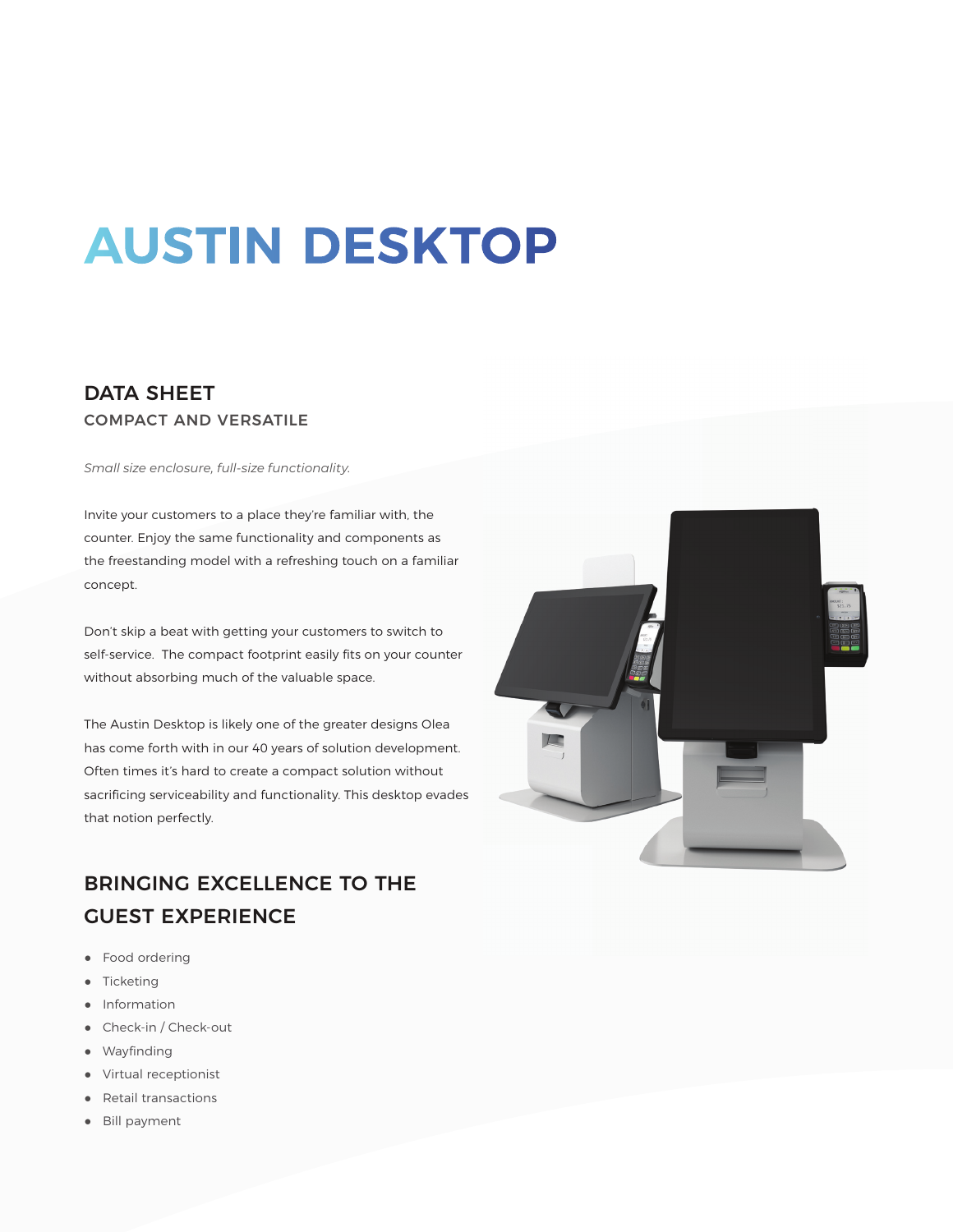# AUSTIN DESKTOP

## DATA SHEET

### COMPACT AND VERSATILE

*Small size enclosure, full-size functionality.*

Invite your customers to a place they're familiar with, the counter. Enjoy the same functionality and components as the freestanding model with a refreshing touch on a familiar concept.

Don't skip a beat with getting your customers to switch to self-service. The compact footprint easily fits on your counter without absorbing much of the valuable space.

The Austin Desktop is likely one of the greater designs Olea has come forth with in our 40 years of solution development. Often times it's hard to create a compact solution without sacrificing serviceability and functionality. This desktop evades that notion perfectly.

## BRINGING EXCELLENCE TO THE GUEST EXPERIENCE

- Food ordering
- Ticketing
- Information
- Check-in / Check-out
- Wayfinding
- Virtual receptionist
- Retail transactions
- Bill payment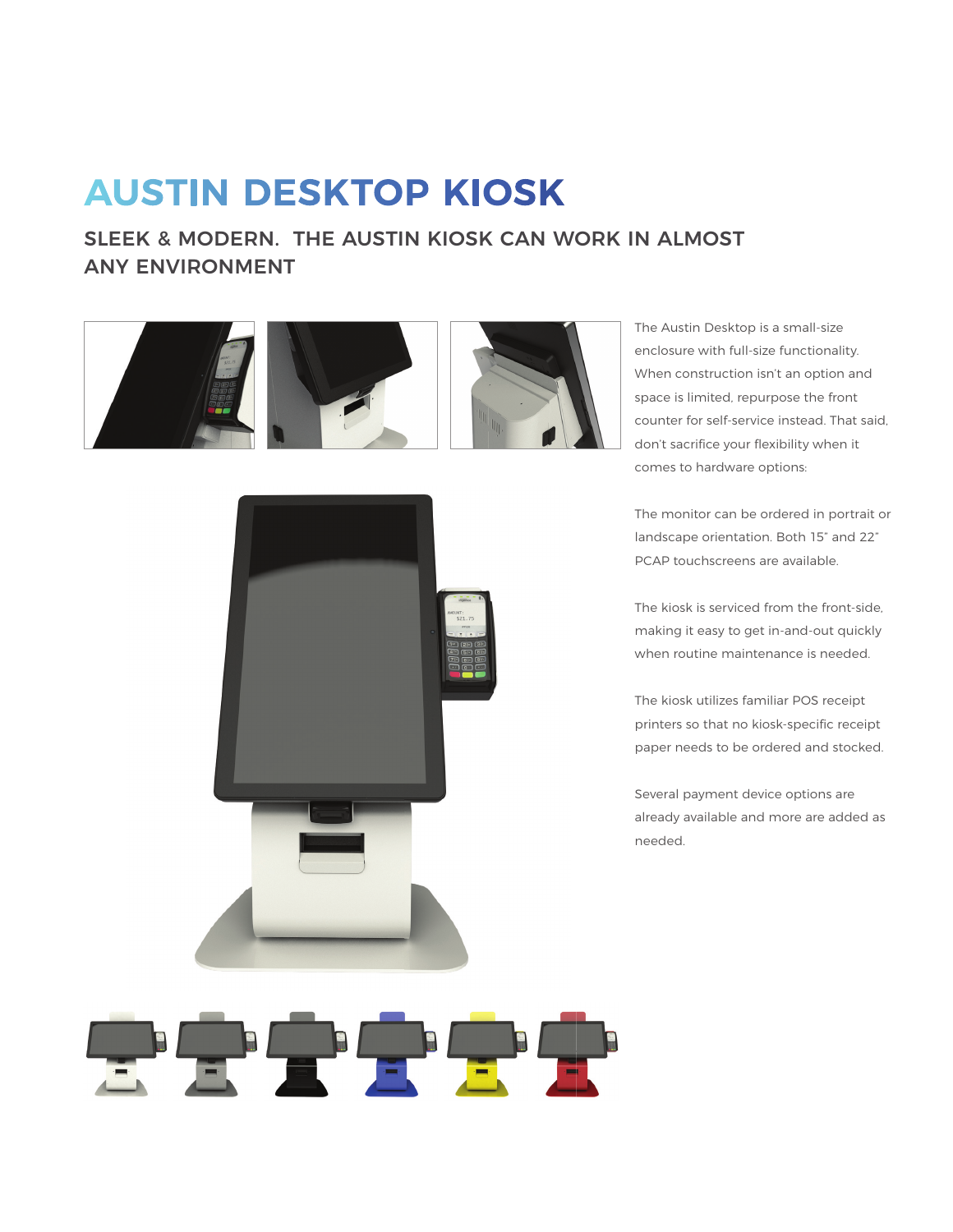# AUSTIN DESKTOP KIOSK

## SLEEK & MODERN. THE AUSTIN KIOSK CAN WORK IN ALMOST ANY ENVIRONMENT

The Austin Desktop is a small-size enclosure with full-size functionality. When construction isn't an option and space is limited, repurpose the front counter for self-service instead. That said, don't sacrifice your flexibility when it comes to hardware options:

The monitor can be ordered in portrait or landscape orientation. Both 15" and 22" PCAP touchscreens are available.

The kiosk is serviced from the front-side, making it easy to get in-and-out quickly when routine maintenance is needed.

The kiosk utilizes familiar POS receipt printers so that no kiosk-specific receipt paper needs to be ordered and stocked.

Several payment device options are already available and more are added as needed.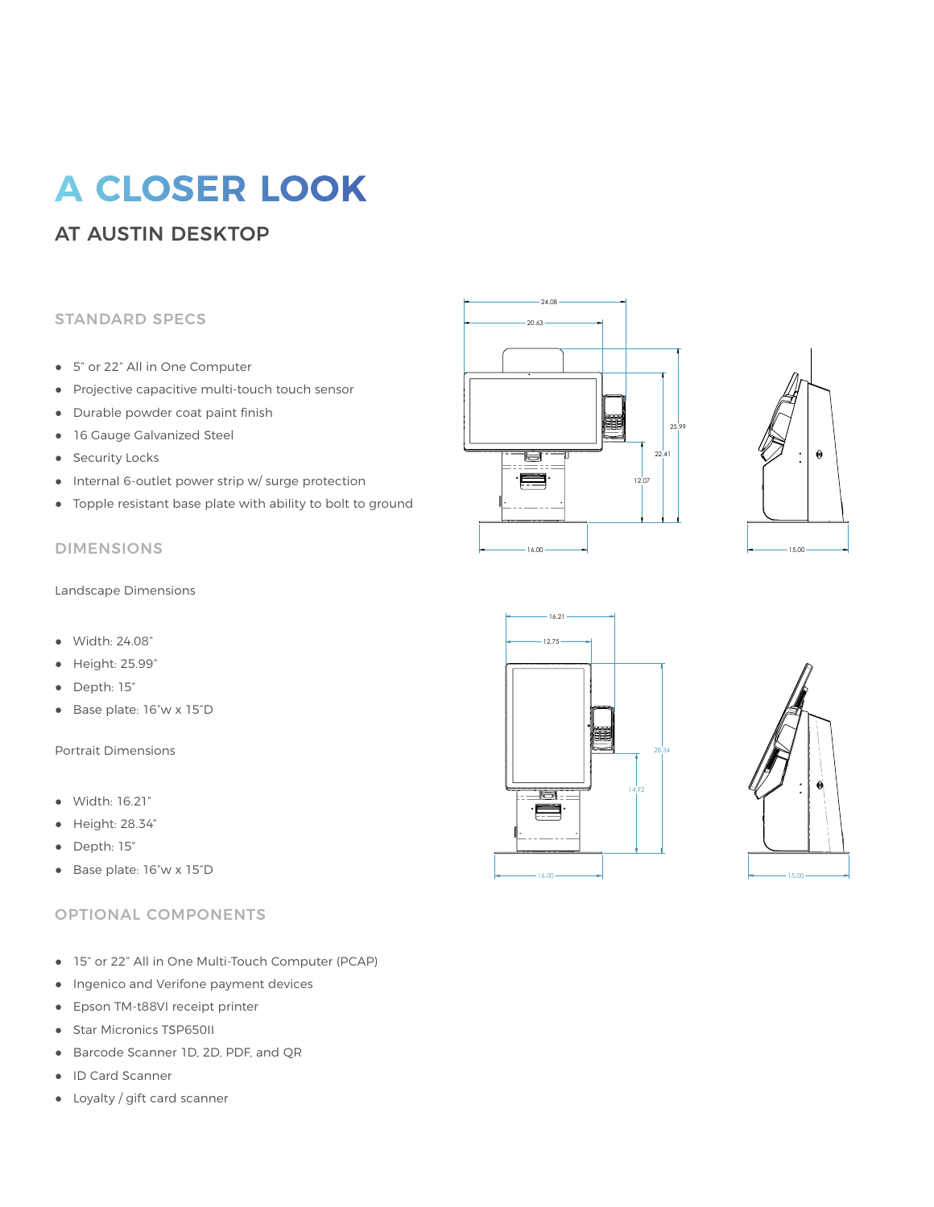# A CLOSER LOOK

## AT AUSTIN DESKTOP

### STANDARD SPECS

- 5" or 22" All in One Computer
- Projective capacitive multi-touch touch sensor
- Durable powder coat paint finish
- 16 Gauge Galvanized Steel
- Security Locks
- Internal 6-outlet power strip w/ surge protection
- Topple resistant base plate with ability to bolt to ground

### DIMENSIONS

Landscape Dimensions

- Width: 24.08"
- Height: 25.99"
- Depth: 15"
- Base plate: 16"w x 15"D

Portrait Dimensions

- Width: 16.21"
- Height: 28.34"
- Depth: 15"
- Base plate: 16"w x 15"D

### OPTIONAL COMPONENTS

- 15" or 22" All in One Multi-Touch Computer (PCAP)
- Ingenico and Verifone payment devices
- Epson TM-t88VI receipt printer
- Star Micronics TSP650II
- Barcode Scanner 1D, 2D, PDF, and QR
- ID Card Scanner
- Loyalty / gift card scanner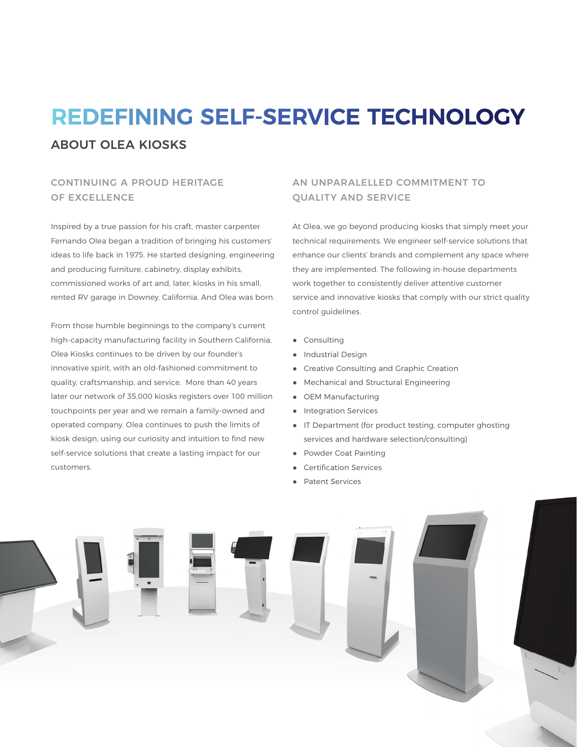# REDEFINING SELF-SERVICE TECHNOLOGY

## ABOUT OLEA KIOSKS

### CONTINUING A PROUD HERITAGE OF EXCELLENCE

Inspired by a true passion for his craft, master carpenter Fernando Olea began a tradition of bringing his customers' ideas to life back in 1975. He started designing, engineering and producing furniture, cabinetry, display exhibits, commissioned works of art and, later, kiosks in his small, rented RV garage in Downey, California. And Olea was born.

From those humble beginnings to the company's current high-capacity manufacturing facility in Southern California, Olea Kiosks continues to be driven by our founder's innovative spirit, with an old-fashioned commitment to quality, craftsmanship, and service. More than 40 years later our network of 35,000 kiosks registers over 100 million touchpoints per year and we remain a family-owned and operated company. Olea continues to push the limits of kiosk design, using our curiosity and intuition to find new self-service solutions that create a lasting impact for our customers.

### AN UNPARALELLED COMMITMENT TO QUALITY AND SERVICE

At Olea, we go beyond producing kiosks that simply meet your technical requirements. We engineer self-service solutions that enhance our clients' brands and complement any space where they are implemented. The following in-house departments work together to consistently deliver attentive customer service and innovative kiosks that comply with our strict quality control guidelines.

- Consulting
- Industrial Design
- Creative Consulting and Graphic Creation
- Mechanical and Structural Engineering
- OEM Manufacturing
- Integration Services
- IT Department (for product testing, computer ghosting services and hardware selection/consulting)
- Powder Coat Painting
- Certification Services
- Patent Services